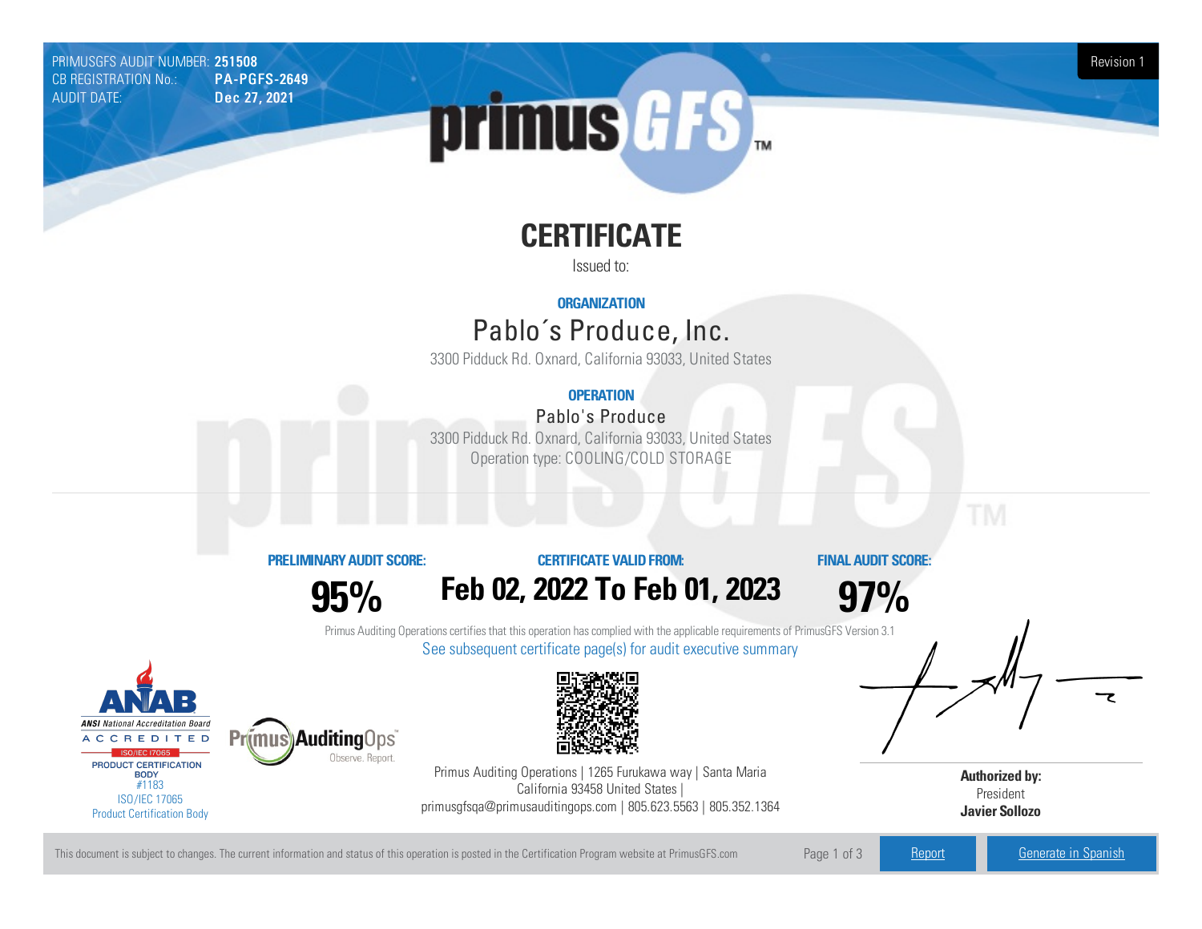PRIMUSGFS AUDIT NUMBER: **251508**
CB REGISTRATION No.: **PA-PGFS-2649**
AUDIT DATE: **Dec 27, 2021**

Revision 1

# CERTIFICATE

Issued to:

**ORGANIZATION**

## Pablo´s Produce, Inc.

3300 Pidduck Rd. Oxnard, California 93033, United States

**OPERATION**

### Pablo's Produce

3300 Pidduck Rd. Oxnard, California 93033, United States
Operation type: COOLING/COLD STORAGE

| PRELIMINARY AUDIT SCORE: | CERTIFICATE VALID FROM: | FINAL AUDIT SCORE: |
| --- | --- | --- |
| **95%** | **Feb 02, 2022 To Feb 01, 2023** | **97%** |

Primus Auditing Operations certifies that this operation has complied with the applicable requirements of PrimusGFS Version 3.1

See subsequent certificate page(s) for audit executive summary

ANAB ANSI National Accreditation Board ACCREDITED ISO/IEC 17065 PRODUCT CERTIFICATION BODY #1183
ISO/IEC 17065
Product Certification Body

Primus AuditingOps Observe. Report.

Primus Auditing Operations | 1265 Furukawa way | Santa Maria California 93458 United States | primusgfsqa@primusauditingops.com | 805.623.5563 | 805.352.1364

**Authorized by:**
President
**Javier Sollozo**

This document is subject to changes. The current information and status of this operation is posted in the Certification Program website at PrimusGFS.com

Report | Generate in Spanish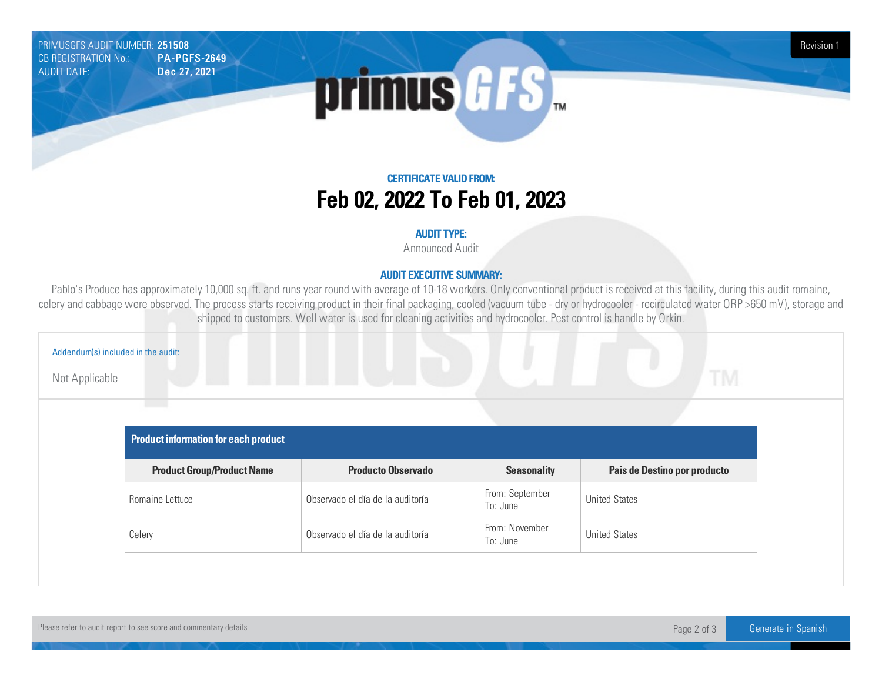PRIMUSGFS AUDIT NUMBER: **251508**
CB REGISTRATION No.: **PA-PGFS-2649**
AUDIT DATE: **Dec 27, 2021**

Revision 1

## CERTIFICATE VALID FROM:

# Feb 02, 2022 To Feb 01, 2023

**AUDIT TYPE:**

Announced Audit

**AUDIT EXECUTIVE SUMMARY:**

Pablo's Produce has approximately 10,000 sq. ft. and runs year round with average of 10-18 workers. Only conventional product is received at this facility, during this audit romaine, celery and cabbage were observed. The process starts receiving product in their final packaging, cooled (vacuum tube - dry or hydrocooler - recirculated water ORP >650 mV), storage and shipped to customers. Well water is used for cleaning activities and hydrocooler. Pest control is handle by Orkin.

Addendum(s) included in the audit:

Not Applicable

**Product information for each product**

| Product Group/Product Name | Producto Observado | Seasonality | Pais de Destino por producto |
|---|---|---|---|
| Romaine Lettuce | Observado el día de la auditoría | From: September<br>To: June | United States |
| Celery | Observado el día de la auditoría | From: November<br>To: June | United States |

Please refer to audit report to see score and commentary details

Generate in Spanish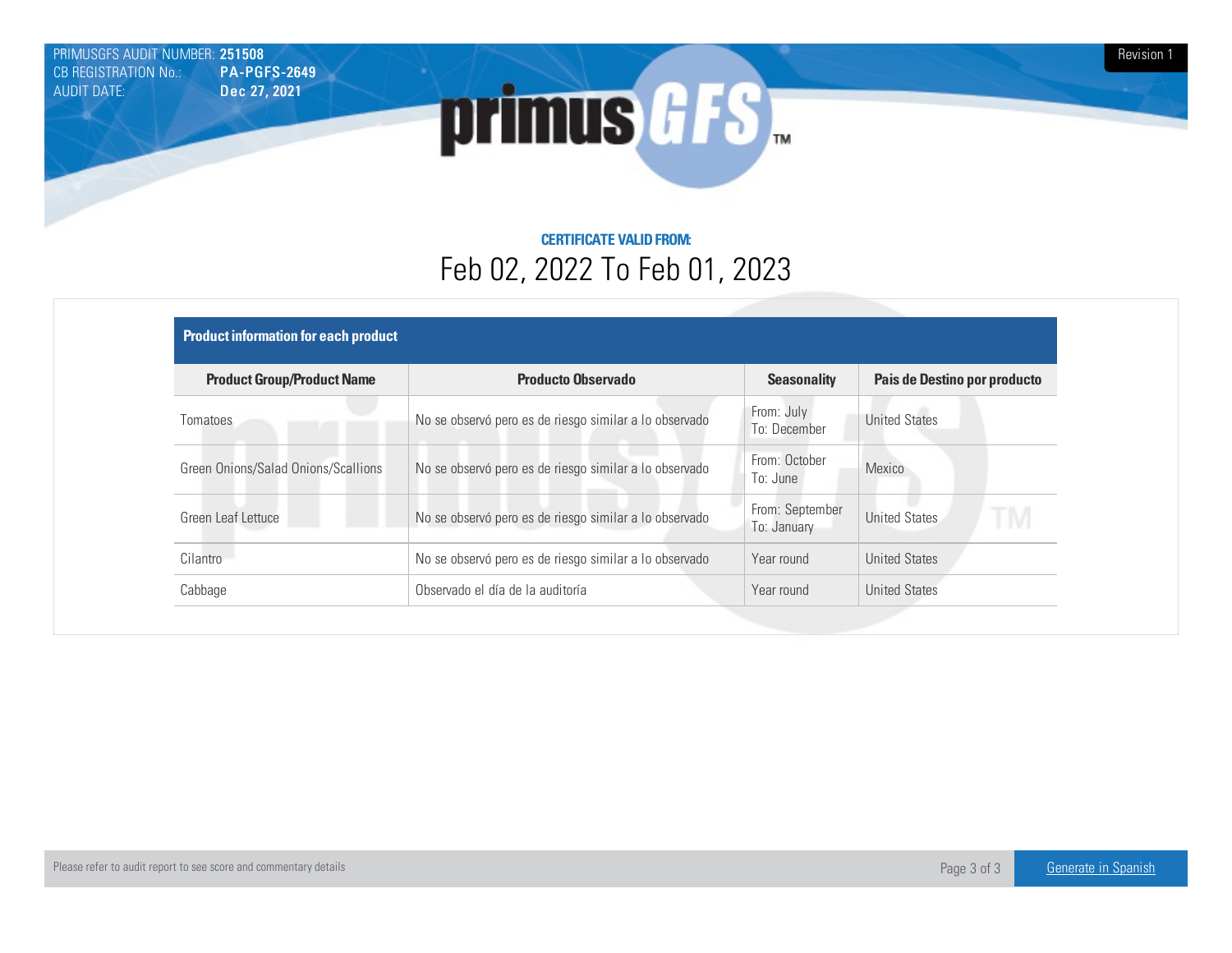PRIMUSGFS AUDIT NUMBER: **251508**
CB REGISTRATION No.: **PA-PGFS-2649**
AUDIT DATE: **Dec 27, 2021**

Revision 1

**CERTIFICATE VALID FROM:**

Feb 02, 2022 To Feb 01, 2023

**Product information for each product**

| Product Group/Product Name | Producto Observado | Seasonality | Pais de Destino por producto |
|---|---|---|---|
| Tomatoes | No se observó pero es de riesgo similar a lo observado | From: July<br>To: December | United States |
| Green Onions/Salad Onions/Scallions | No se observó pero es de riesgo similar a lo observado | From: October<br>To: June | Mexico |
| Green Leaf Lettuce | No se observó pero es de riesgo similar a lo observado | From: September<br>To: January | United States |
| Cilantro | No se observó pero es de riesgo similar a lo observado | Year round | United States |
| Cabbage | Observado el día de la auditoría | Year round | United States |

Please refer to audit report to see score and commentary details

Generate in Spanish